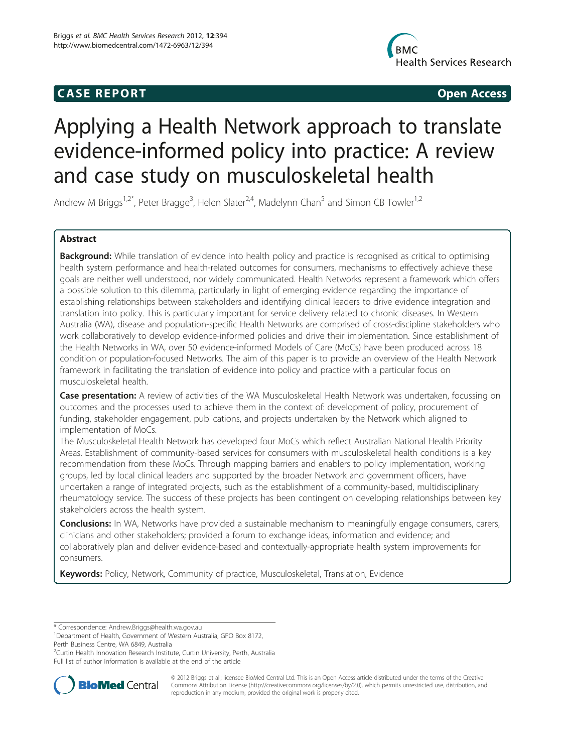**CASE REPORT** **Open Access**

# Applying a Health Network approach to translate evidence-informed policy into practice: A review and case study on musculoskeletal health

Andrew M Briggs[1,2*], Peter Bragge[3], Helen Slater[2,4], Madelynn Chan[5] and Simon CB Towler[1,2]

## Abstract

**Background:** While translation of evidence into health policy and practice is recognised as critical to optimising health system performance and health-related outcomes for consumers, mechanisms to effectively achieve these goals are neither well understood, nor widely communicated. Health Networks represent a framework which offers a possible solution to this dilemma, particularly in light of emerging evidence regarding the importance of establishing relationships between stakeholders and identifying clinical leaders to drive evidence integration and translation into policy. This is particularly important for service delivery related to chronic diseases. In Western Australia (WA), disease and population-specific Health Networks are comprised of cross-discipline stakeholders who work collaboratively to develop evidence-informed policies and drive their implementation. Since establishment of the Health Networks in WA, over 50 evidence-informed Models of Care (MoCs) have been produced across 18 condition or population-focused Networks. The aim of this paper is to provide an overview of the Health Network framework in facilitating the translation of evidence into policy and practice with a particular focus on musculoskeletal health.

**Case presentation:** A review of activities of the WA Musculoskeletal Health Network was undertaken, focussing on outcomes and the processes used to achieve them in the context of: development of policy, procurement of funding, stakeholder engagement, publications, and projects undertaken by the Network which aligned to implementation of MoCs.

The Musculoskeletal Health Network has developed four MoCs which reflect Australian National Health Priority Areas. Establishment of community-based services for consumers with musculoskeletal health conditions is a key recommendation from these MoCs. Through mapping barriers and enablers to policy implementation, working groups, led by local clinical leaders and supported by the broader Network and government officers, have undertaken a range of integrated projects, such as the establishment of a community-based, multidisciplinary rheumatology service. The success of these projects has been contingent on developing relationships between key stakeholders across the health system.

**Conclusions:** In WA, Networks have provided a sustainable mechanism to meaningfully engage consumers, carers, clinicians and other stakeholders; provided a forum to exchange ideas, information and evidence; and collaboratively plan and deliver evidence-based and contextually-appropriate health system improvements for consumers.

**Keywords:** Policy, Network, Community of practice, Musculoskeletal, Translation, Evidence

\* Correspondence: Andrew.Briggs@health.wa.gov.au
[1]Department of Health, Government of Western Australia, GPO Box 8172, Perth Business Centre, WA 6849, Australia
[2]Curtin Health Innovation Research Institute, Curtin University, Perth, Australia
Full list of author information is available at the end of the article

© 2012 Briggs et al.; licensee BioMed Central Ltd. This is an Open Access article distributed under the terms of the Creative Commons Attribution License (http://creativecommons.org/licenses/by/2.0), which permits unrestricted use, distribution, and reproduction in any medium, provided the original work is properly cited.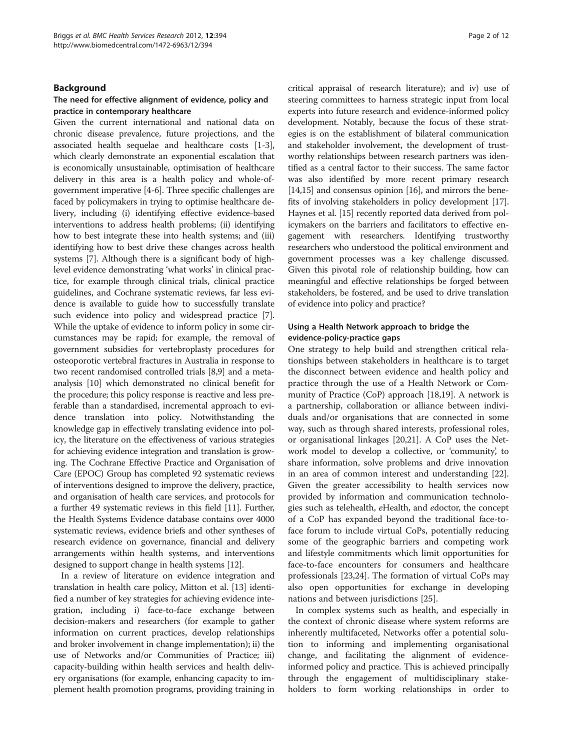## Background

### The need for effective alignment of evidence, policy and practice in contemporary healthcare

Given the current international and national data on chronic disease prevalence, future projections, and the associated health sequelae and healthcare costs [1-3], which clearly demonstrate an exponential escalation that is economically unsustainable, optimisation of healthcare delivery in this area is a health policy and whole-of-government imperative [4-6]. Three specific challenges are faced by policymakers in trying to optimise healthcare delivery, including (i) identifying effective evidence-based interventions to address health problems; (ii) identifying how to best integrate these into health systems; and (iii) identifying how to best drive these changes across health systems [7]. Although there is a significant body of high-level evidence demonstrating 'what works' in clinical practice, for example through clinical trials, clinical practice guidelines, and Cochrane systematic reviews, far less evidence is available to guide how to successfully translate such evidence into policy and widespread practice [7]. While the uptake of evidence to inform policy in some circumstances may be rapid; for example, the removal of government subsidies for vertebroplasty procedures for osteoporotic vertebral fractures in Australia in response to two recent randomised controlled trials [8,9] and a meta-analysis [10] which demonstrated no clinical benefit for the procedure; this policy response is reactive and less preferable than a standardised, incremental approach to evidence translation into policy. Notwithstanding the knowledge gap in effectively translating evidence into policy, the literature on the effectiveness of various strategies for achieving evidence integration and translation is growing. The Cochrane Effective Practice and Organisation of Care (EPOC) Group has completed 92 systematic reviews of interventions designed to improve the delivery, practice, and organisation of health care services, and protocols for a further 49 systematic reviews in this field [11]. Further, the Health Systems Evidence database contains over 4000 systematic reviews, evidence briefs and other syntheses of research evidence on governance, financial and delivery arrangements within health systems, and interventions designed to support change in health systems [12].

In a review of literature on evidence integration and translation in health care policy, Mitton et al. [13] identified a number of key strategies for achieving evidence integration, including i) face-to-face exchange between decision-makers and researchers (for example to gather information on current practices, develop relationships and broker involvement in change implementation); ii) the use of Networks and/or Communities of Practice; iii) capacity-building within health services and health delivery organisations (for example, enhancing capacity to implement health promotion programs, providing training in critical appraisal of research literature); and iv) use of steering committees to harness strategic input from local experts into future research and evidence-informed policy development. Notably, because the focus of these strategies is on the establishment of bilateral communication and stakeholder involvement, the development of trustworthy relationships between research partners was identified as a central factor to their success. The same factor was also identified by more recent primary research [14,15] and consensus opinion [16], and mirrors the benefits of involving stakeholders in policy development [17]. Haynes et al. [15] recently reported data derived from policymakers on the barriers and facilitators to effective engagement with researchers. Identifying trustworthy researchers who understood the political environment and government processes was a key challenge discussed. Given this pivotal role of relationship building, how can meaningful and effective relationships be forged between stakeholders, be fostered, and be used to drive translation of evidence into policy and practice?

### Using a Health Network approach to bridge the evidence-policy-practice gaps

One strategy to help build and strengthen critical relationships between stakeholders in healthcare is to target the disconnect between evidence and health policy and practice through the use of a Health Network or Community of Practice (CoP) approach [18,19]. A network is a partnership, collaboration or alliance between individuals and/or organisations that are connected in some way, such as through shared interests, professional roles, or organisational linkages [20,21]. A CoP uses the Network model to develop a collective, or 'community', to share information, solve problems and drive innovation in an area of common interest and understanding [22]. Given the greater accessibility to health services now provided by information and communication technologies such as telehealth, *e*Health, and *e*doctor, the concept of a CoP has expanded beyond the traditional face-to-face forum to include virtual CoPs, potentially reducing some of the geographic barriers and competing work and lifestyle commitments which limit opportunities for face-to-face encounters for consumers and healthcare professionals [23,24]. The formation of virtual CoPs may also open opportunities for exchange in developing nations and between jurisdictions [25].

In complex systems such as health, and especially in the context of chronic disease where system reforms are inherently multifaceted, Networks offer a potential solution to informing and implementing organisational change, and facilitating the alignment of evidence-informed policy and practice. This is achieved principally through the engagement of multidisciplinary stakeholders to form working relationships in order to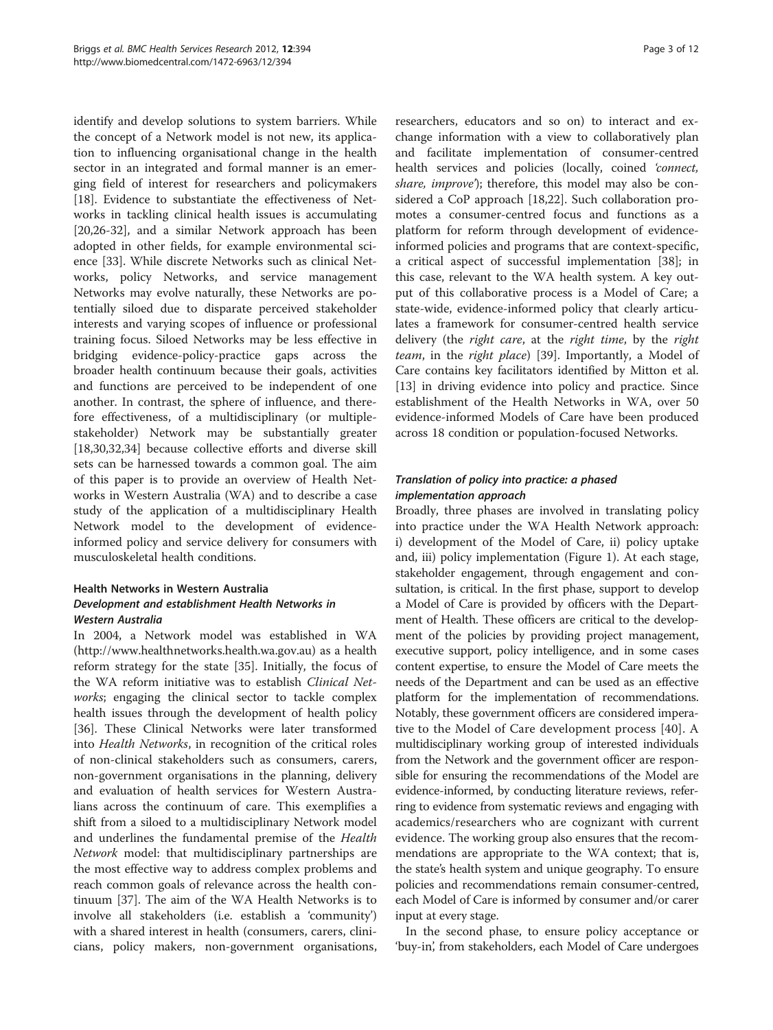identify and develop solutions to system barriers. While the concept of a Network model is not new, its application to influencing organisational change in the health sector in an integrated and formal manner is an emerging field of interest for researchers and policymakers [18]. Evidence to substantiate the effectiveness of Networks in tackling clinical health issues is accumulating [20,26-32], and a similar Network approach has been adopted in other fields, for example environmental science [33]. While discrete Networks such as clinical Networks, policy Networks, and service management Networks may evolve naturally, these Networks are potentially siloed due to disparate perceived stakeholder interests and varying scopes of influence or professional training focus. Siloed Networks may be less effective in bridging evidence-policy-practice gaps across the broader health continuum because their goals, activities and functions are perceived to be independent of one another. In contrast, the sphere of influence, and therefore effectiveness, of a multidisciplinary (or multiple-stakeholder) Network may be substantially greater [18,30,32,34] because collective efforts and diverse skill sets can be harnessed towards a common goal. The aim of this paper is to provide an overview of Health Networks in Western Australia (WA) and to describe a case study of the application of a multidisciplinary Health Network model to the development of evidence-informed policy and service delivery for consumers with musculoskeletal health conditions.

## Health Networks in Western Australia

### *Development and establishment Health Networks in Western Australia*

In 2004, a Network model was established in WA (http://www.healthnetworks.health.wa.gov.au) as a health reform strategy for the state [35]. Initially, the focus of the WA reform initiative was to establish *Clinical Networks*; engaging the clinical sector to tackle complex health issues through the development of health policy [36]. These Clinical Networks were later transformed into *Health Networks*, in recognition of the critical roles of non-clinical stakeholders such as consumers, carers, non-government organisations in the planning, delivery and evaluation of health services for Western Australians across the continuum of care. This exemplifies a shift from a siloed to a multidisciplinary Network model and underlines the fundamental premise of the *Health Network* model: that multidisciplinary partnerships are the most effective way to address complex problems and reach common goals of relevance across the health continuum [37]. The aim of the WA Health Networks is to involve all stakeholders (i.e. establish a 'community') with a shared interest in health (consumers, carers, clinicians, policy makers, non-government organisations, researchers, educators and so on) to interact and exchange information with a view to collaboratively plan and facilitate implementation of consumer-centred health services and policies (locally, coined *'connect, share, improve'*); therefore, this model may also be considered a CoP approach [18,22]. Such collaboration promotes a consumer-centred focus and functions as a platform for reform through development of evidence-informed policies and programs that are context-specific, a critical aspect of successful implementation [38]; in this case, relevant to the WA health system. A key output of this collaborative process is a Model of Care; a state-wide, evidence-informed policy that clearly articulates a framework for consumer-centred health service delivery (the *right care*, at the *right time*, by the *right team*, in the *right place*) [39]. Importantly, a Model of Care contains key facilitators identified by Mitton et al. [13] in driving evidence into policy and practice. Since establishment of the Health Networks in WA, over 50 evidence-informed Models of Care have been produced across 18 condition or population-focused Networks.

### *Translation of policy into practice: a phased implementation approach*

Broadly, three phases are involved in translating policy into practice under the WA Health Network approach: i) development of the Model of Care, ii) policy uptake and, iii) policy implementation (Figure 1). At each stage, stakeholder engagement, through engagement and consultation, is critical. In the first phase, support to develop a Model of Care is provided by officers with the Department of Health. These officers are critical to the development of the policies by providing project management, executive support, policy intelligence, and in some cases content expertise, to ensure the Model of Care meets the needs of the Department and can be used as an effective platform for the implementation of recommendations. Notably, these government officers are considered imperative to the Model of Care development process [40]. A multidisciplinary working group of interested individuals from the Network and the government officer are responsible for ensuring the recommendations of the Model are evidence-informed, by conducting literature reviews, referring to evidence from systematic reviews and engaging with academics/researchers who are cognizant with current evidence. The working group also ensures that the recommendations are appropriate to the WA context; that is, the state's health system and unique geography. To ensure policies and recommendations remain consumer-centred, each Model of Care is informed by consumer and/or carer input at every stage.

In the second phase, to ensure policy acceptance or 'buy-in', from stakeholders, each Model of Care undergoes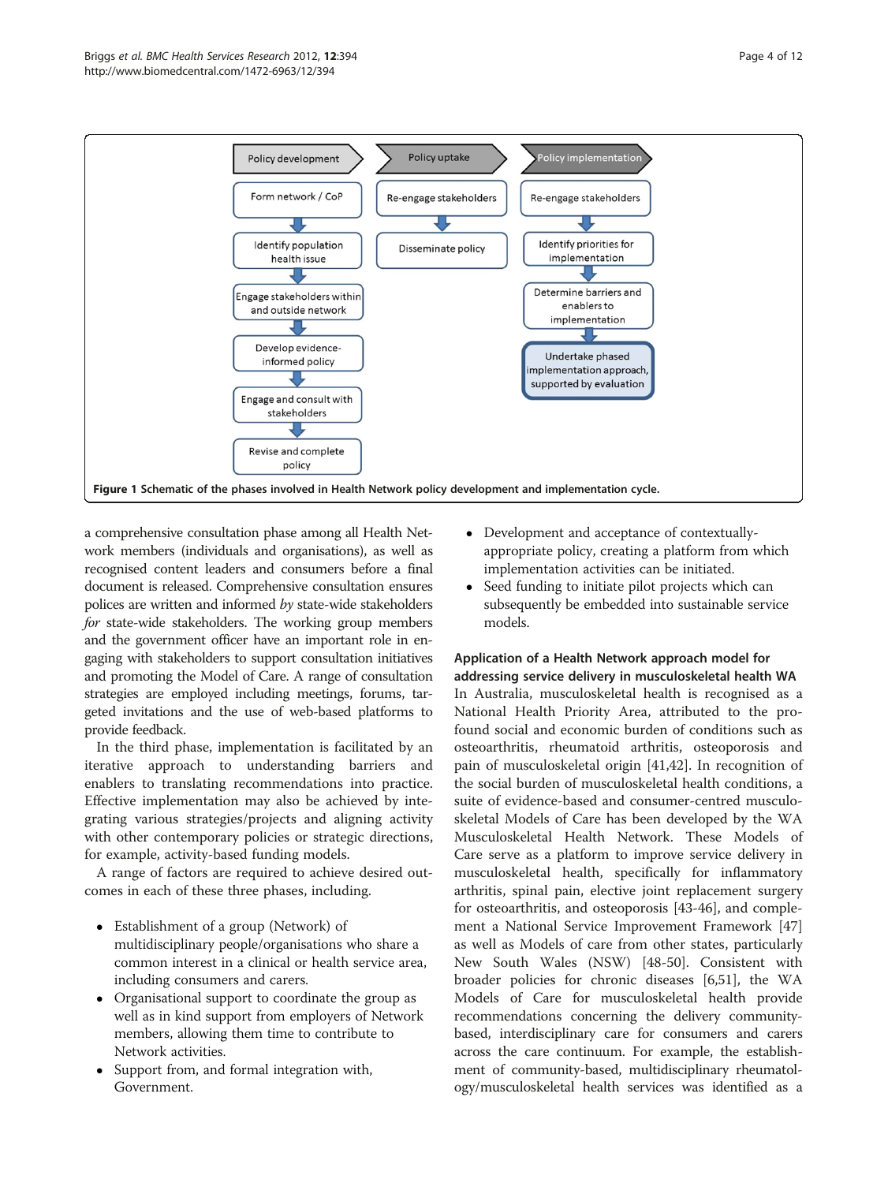Policy development

Form network / CoP

Identify population health issue

Engage stakeholders within and outside network

Develop evidence-informed policy

Engage and consult with stakeholders

Revise and complete policy

Policy uptake

Re-engage stakeholders

Disseminate policy

Policy implementation

Re-engage stakeholders

Identify priorities for implementation

Determine barriers and enablers to implementation

Undertake phased implementation approach, supported by evaluation

**Figure 1** Schematic of the phases involved in Health Network policy development and implementation cycle.

a comprehensive consultation phase among all Health Network members (individuals and organisations), as well as recognised content leaders and consumers before a final document is released. Comprehensive consultation ensures polices are written and informed *by* state-wide stakeholders *for* state-wide stakeholders. The working group members and the government officer have an important role in engaging with stakeholders to support consultation initiatives and promoting the Model of Care. A range of consultation strategies are employed including meetings, forums, targeted invitations and the use of web-based platforms to provide feedback.

In the third phase, implementation is facilitated by an iterative approach to understanding barriers and enablers to translating recommendations into practice. Effective implementation may also be achieved by integrating various strategies/projects and aligning activity with other contemporary policies or strategic directions, for example, activity-based funding models.

A range of factors are required to achieve desired outcomes in each of these three phases, including.

- Establishment of a group (Network) of multidisciplinary people/organisations who share a common interest in a clinical or health service area, including consumers and carers.
- Organisational support to coordinate the group as well as in kind support from employers of Network members, allowing them time to contribute to Network activities.
- Support from, and formal integration with, Government.
- Development and acceptance of contextually-appropriate policy, creating a platform from which implementation activities can be initiated.
- Seed funding to initiate pilot projects which can subsequently be embedded into sustainable service models.

### Application of a Health Network approach model for addressing service delivery in musculoskeletal health WA

In Australia, musculoskeletal health is recognised as a National Health Priority Area, attributed to the profound social and economic burden of conditions such as osteoarthritis, rheumatoid arthritis, osteoporosis and pain of musculoskeletal origin [41,42]. In recognition of the social burden of musculoskeletal health conditions, a suite of evidence-based and consumer-centred musculoskeletal Models of Care has been developed by the WA Musculoskeletal Health Network. These Models of Care serve as a platform to improve service delivery in musculoskeletal health, specifically for inflammatory arthritis, spinal pain, elective joint replacement surgery for osteoarthritis, and osteoporosis [43-46], and complement a National Service Improvement Framework [47] as well as Models of care from other states, particularly New South Wales (NSW) [48-50]. Consistent with broader policies for chronic diseases [6,51], the WA Models of Care for musculoskeletal health provide recommendations concerning the delivery community-based, interdisciplinary care for consumers and carers across the care continuum. For example, the establishment of community-based, multidisciplinary rheumatology/musculoskeletal health services was identified as a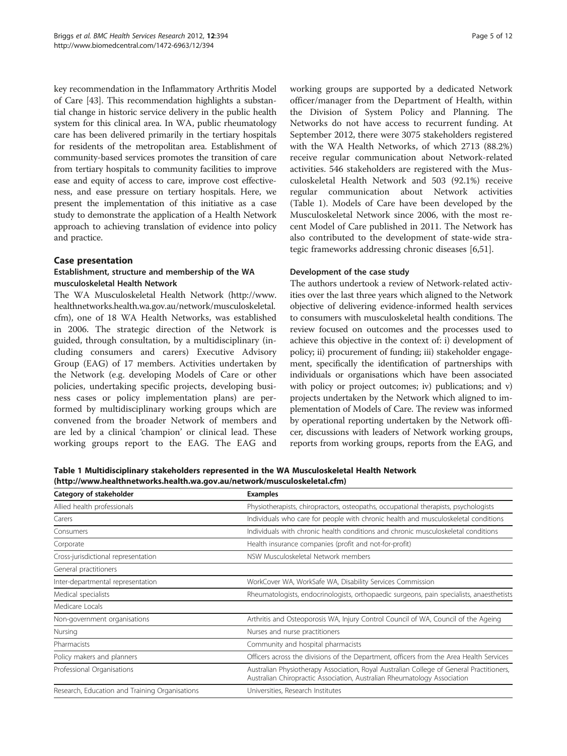key recommendation in the Inflammatory Arthritis Model of Care [43]. This recommendation highlights a substantial change in historic service delivery in the public health system for this clinical area. In WA, public rheumatology care has been delivered primarily in the tertiary hospitals for residents of the metropolitan area. Establishment of community-based services promotes the transition of care from tertiary hospitals to community facilities to improve ease and equity of access to care, improve cost effectiveness, and ease pressure on tertiary hospitals. Here, we present the implementation of this initiative as a case study to demonstrate the application of a Health Network approach to achieving translation of evidence into policy and practice.

## Case presentation

### Establishment, structure and membership of the WA musculoskeletal Health Network

The WA Musculoskeletal Health Network (http://www.healthnetworks.health.wa.gov.au/network/musculoskeletal.cfm), one of 18 WA Health Networks, was established in 2006. The strategic direction of the Network is guided, through consultation, by a multidisciplinary (including consumers and carers) Executive Advisory Group (EAG) of 17 members. Activities undertaken by the Network (e.g. developing Models of Care or other policies, undertaking specific projects, developing business cases or policy implementation plans) are performed by multidisciplinary working groups which are convened from the broader Network of members and are led by a clinical 'champion' or clinical lead. These working groups report to the EAG. The EAG and working groups are supported by a dedicated Network officer/manager from the Department of Health, within the Division of System Policy and Planning. The Networks do not have access to recurrent funding. At September 2012, there were 3075 stakeholders registered with the WA Health Networks, of which 2713 (88.2%) receive regular communication about Network-related activities. 546 stakeholders are registered with the Musculoskeletal Health Network and 503 (92.1%) receive regular communication about Network activities (Table 1). Models of Care have been developed by the Musculoskeletal Network since 2006, with the most recent Model of Care published in 2011. The Network has also contributed to the development of state-wide strategic frameworks addressing chronic diseases [6,51].

### Development of the case study

The authors undertook a review of Network-related activities over the last three years which aligned to the Network objective of delivering evidence-informed health services to consumers with musculoskeletal health conditions. The review focused on outcomes and the processes used to achieve this objective in the context of: i) development of policy; ii) procurement of funding; iii) stakeholder engagement, specifically the identification of partnerships with individuals or organisations which have been associated with policy or project outcomes; iv) publications; and v) projects undertaken by the Network which aligned to implementation of Models of Care. The review was informed by operational reporting undertaken by the Network officer, discussions with leaders of Network working groups, reports from working groups, reports from the EAG, and

**Table 1 Multidisciplinary stakeholders represented in the WA Musculoskeletal Health Network (http://www.healthnetworks.health.wa.gov.au/network/musculoskeletal.cfm)**

| Category of stakeholder | Examples |
|---|---|
| Allied health professionals | Physiotherapists, chiropractors, osteopaths, occupational therapists, psychologists |
| Carers | Individuals who care for people with chronic health and musculoskeletal conditions |
| Consumers | Individuals with chronic health conditions and chronic musculoskeletal conditions |
| Corporate | Health insurance companies (profit and not-for-profit) |
| Cross-jurisdictional representation | NSW Musculoskeletal Network members |
| General practitioners | |
| Inter-departmental representation | WorkCover WA, WorkSafe WA, Disability Services Commission |
| Medical specialists | Rheumatologists, endocrinologists, orthopaedic surgeons, pain specialists, anaesthetists |
| Medicare Locals | |
| Non-government organisations | Arthritis and Osteoporosis WA, Injury Control Council of WA, Council of the Ageing |
| Nursing | Nurses and nurse practitioners |
| Pharmacists | Community and hospital pharmacists |
| Policy makers and planners | Officers across the divisions of the Department, officers from the Area Health Services |
| Professional Organisations | Australian Physiotherapy Association, Royal Australian College of General Practitioners, Australian Chiropractic Association, Australian Rheumatology Association |
| Research, Education and Training Organisations | Universities, Research Institutes |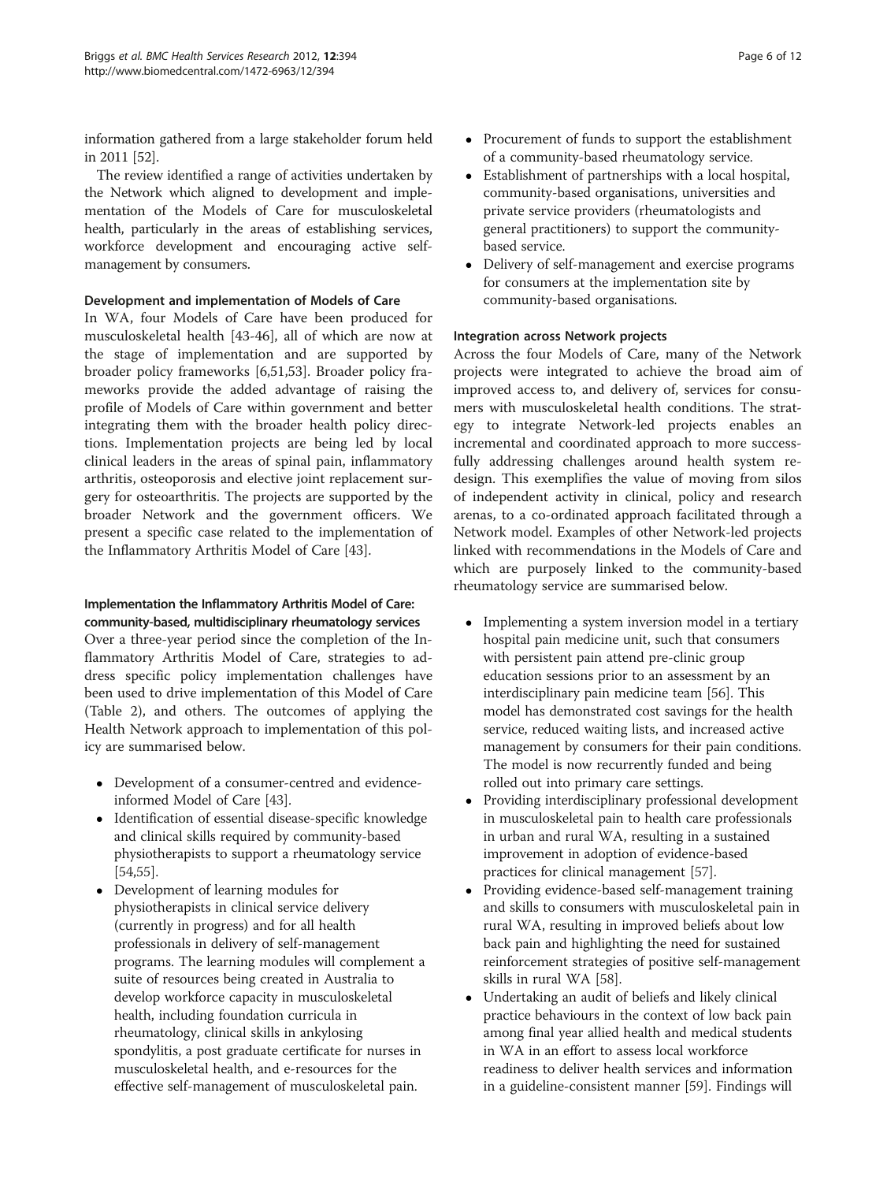information gathered from a large stakeholder forum held in 2011 [52].

The review identified a range of activities undertaken by the Network which aligned to development and implementation of the Models of Care for musculoskeletal health, particularly in the areas of establishing services, workforce development and encouraging active self-management by consumers.

### Development and implementation of Models of Care

In WA, four Models of Care have been produced for musculoskeletal health [43-46], all of which are now at the stage of implementation and are supported by broader policy frameworks [6,51,53]. Broader policy frameworks provide the added advantage of raising the profile of Models of Care within government and better integrating them with the broader health policy directions. Implementation projects are being led by local clinical leaders in the areas of spinal pain, inflammatory arthritis, osteoporosis and elective joint replacement surgery for osteoarthritis. The projects are supported by the broader Network and the government officers. We present a specific case related to the implementation of the Inflammatory Arthritis Model of Care [43].

### Implementation the Inflammatory Arthritis Model of Care: community-based, multidisciplinary rheumatology services

Over a three-year period since the completion of the Inflammatory Arthritis Model of Care, strategies to address specific policy implementation challenges have been used to drive implementation of this Model of Care (Table 2), and others. The outcomes of applying the Health Network approach to implementation of this policy are summarised below.

- Development of a consumer-centred and evidence-informed Model of Care [43].
- Identification of essential disease-specific knowledge and clinical skills required by community-based physiotherapists to support a rheumatology service [54,55].
- Development of learning modules for physiotherapists in clinical service delivery (currently in progress) and for all health professionals in delivery of self-management programs. The learning modules will complement a suite of resources being created in Australia to develop workforce capacity in musculoskeletal health, including foundation curricula in rheumatology, clinical skills in ankylosing spondylitis, a post graduate certificate for nurses in musculoskeletal health, and e-resources for the effective self-management of musculoskeletal pain.
- Procurement of funds to support the establishment of a community-based rheumatology service.
- Establishment of partnerships with a local hospital, community-based organisations, universities and private service providers (rheumatologists and general practitioners) to support the community-based service.
- Delivery of self-management and exercise programs for consumers at the implementation site by community-based organisations.

### Integration across Network projects

Across the four Models of Care, many of the Network projects were integrated to achieve the broad aim of improved access to, and delivery of, services for consumers with musculoskeletal health conditions. The strategy to integrate Network-led projects enables an incremental and coordinated approach to more successfully addressing challenges around health system redesign. This exemplifies the value of moving from silos of independent activity in clinical, policy and research arenas, to a co-ordinated approach facilitated through a Network model. Examples of other Network-led projects linked with recommendations in the Models of Care and which are purposely linked to the community-based rheumatology service are summarised below.

- Implementing a system inversion model in a tertiary hospital pain medicine unit, such that consumers with persistent pain attend pre-clinic group education sessions prior to an assessment by an interdisciplinary pain medicine team [56]. This model has demonstrated cost savings for the health service, reduced waiting lists, and increased active management by consumers for their pain conditions. The model is now recurrently funded and being rolled out into primary care settings.
- Providing interdisciplinary professional development in musculoskeletal pain to health care professionals in urban and rural WA, resulting in a sustained improvement in adoption of evidence-based practices for clinical management [57].
- Providing evidence-based self-management training and skills to consumers with musculoskeletal pain in rural WA, resulting in improved beliefs about low back pain and highlighting the need for sustained reinforcement strategies of positive self-management skills in rural WA [58].
- Undertaking an audit of beliefs and likely clinical practice behaviours in the context of low back pain among final year allied health and medical students in WA in an effort to assess local workforce readiness to deliver health services and information in a guideline-consistent manner [59]. Findings will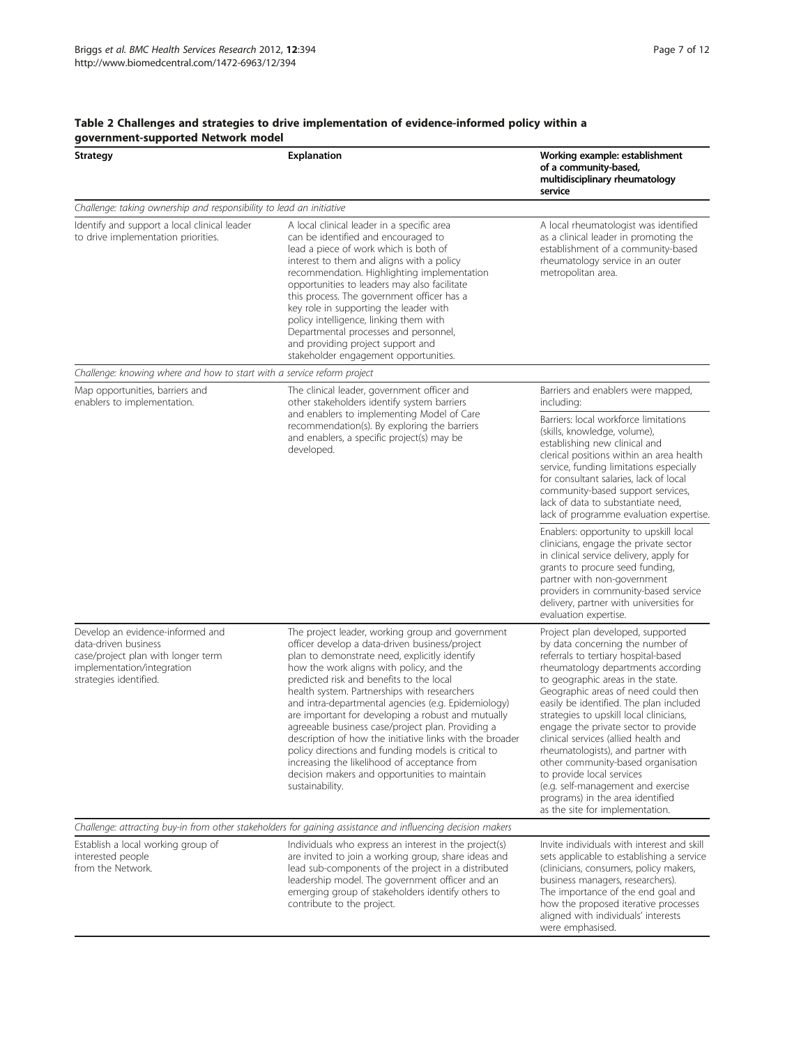**Table 2 Challenges and strategies to drive implementation of evidence-informed policy within a government-supported Network model**

| Strategy | Explanation | Working example: establishment of a community-based, multidisciplinary rheumatology service |
|---|---|---|
| *Challenge: taking ownership and responsibility to lead an initiative* | | |
| Identify and support a local clinical leader to drive implementation priorities. | A local clinical leader in a specific area can be identified and encouraged to lead a piece of work which is both of interest to them and aligns with a policy recommendation. Highlighting implementation opportunities to leaders may also facilitate this process. The government officer has a key role in supporting the leader with policy intelligence, linking them with Departmental processes and personnel, and providing project support and stakeholder engagement opportunities. | A local rheumatologist was identified as a clinical leader in promoting the establishment of a community-based rheumatology service in an outer metropolitan area. |
| *Challenge: knowing where and how to start with a service reform project* | | |
| Map opportunities, barriers and enablers to implementation. | The clinical leader, government officer and other stakeholders identify system barriers and enablers to implementing Model of Care recommendation(s). By exploring the barriers and enablers, a specific project(s) may be developed. | Barriers and enablers were mapped, including: |
| | | Barriers: local workforce limitations (skills, knowledge, volume), establishing new clinical and clerical positions within an area health service, funding limitations especially for consultant salaries, lack of local community-based support services, lack of data to substantiate need, lack of programme evaluation expertise. |
| | | Enablers: opportunity to upskill local clinicians, engage the private sector in clinical service delivery, apply for grants to procure seed funding, partner with non-government providers in community-based service delivery, partner with universities for evaluation expertise. |
| Develop an evidence-informed and data-driven business case/project plan with longer term implementation/integration strategies identified. | The project leader, working group and government officer develop a data-driven business/project plan to demonstrate need, explicitly identify how the work aligns with policy, and the predicted risk and benefits to the local health system. Partnerships with researchers and intra-departmental agencies (e.g. Epidemiology) are important for developing a robust and mutually agreeable business case/project plan. Providing a description of how the initiative links with the broader policy directions and funding models is critical to increasing the likelihood of acceptance from decision makers and opportunities to maintain sustainability. | Project plan developed, supported by data concerning the number of referrals to tertiary hospital-based rheumatology departments according to geographic areas in the state. Geographic areas of need could then easily be identified. The plan included strategies to upskill local clinicians, engage the private sector to provide clinical services (allied health and rheumatologists), and partner with other community-based organisation to provide local services (e.g. self-management and exercise programs) in the area identified as the site for implementation. |
| *Challenge: attracting buy-in from other stakeholders for gaining assistance and influencing decision makers* | | |
| Establish a local working group of interested people from the Network. | Individuals who express an interest in the project(s) are invited to join a working group, share ideas and lead sub-components of the project in a distributed leadership model. The government officer and an emerging group of stakeholders identify others to contribute to the project. | Invite individuals with interest and skill sets applicable to establishing a service (clinicians, consumers, policy makers, business managers, researchers). The importance of the end goal and how the proposed iterative processes aligned with individuals' interests were emphasised. |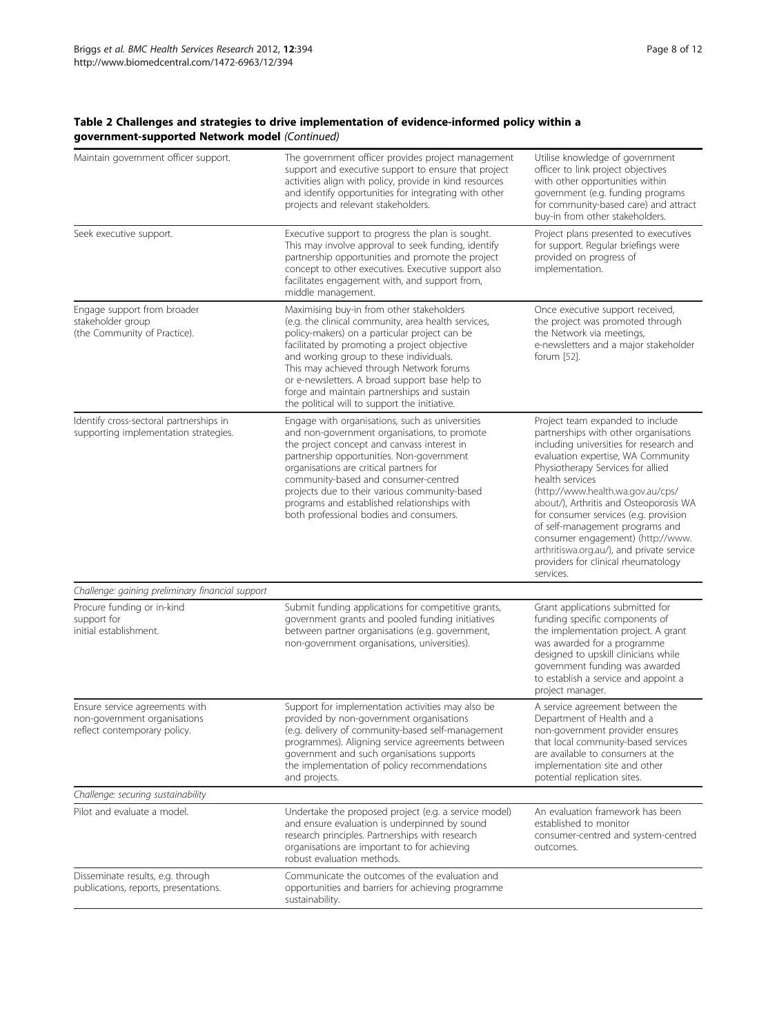**Table 2 Challenges and strategies to drive implementation of evidence-informed policy within a government-supported Network model** *(Continued)*

| | | |
|---|---|---|
| Maintain government officer support. | The government officer provides project management support and executive support to ensure that project activities align with policy, provide in kind resources and identify opportunities for integrating with other projects and relevant stakeholders. | Utilise knowledge of government officer to link project objectives with other opportunities within government (e.g. funding programs for community-based care) and attract buy-in from other stakeholders. |
| Seek executive support. | Executive support to progress the plan is sought. This may involve approval to seek funding, identify partnership opportunities and promote the project concept to other executives. Executive support also facilitates engagement with, and support from, middle management. | Project plans presented to executives for support. Regular briefings were provided on progress of implementation. |
| Engage support from broader stakeholder group (the Community of Practice). | Maximising buy-in from other stakeholders (e.g. the clinical community, area health services, policy-makers) on a particular project can be facilitated by promoting a project objective and working group to these individuals. This may achieved through Network forums or e-newsletters. A broad support base help to forge and maintain partnerships and sustain the political will to support the initiative. | Once executive support received, the project was promoted through the Network via meetings, e-newsletters and a major stakeholder forum [52]. |
| Identify cross-sectoral partnerships in supporting implementation strategies. | Engage with organisations, such as universities and non-government organisations, to promote the project concept and canvass interest in partnership opportunities. Non-government organisations are critical partners for community-based and consumer-centred projects due to their various community-based programs and established relationships with both professional bodies and consumers. | Project team expanded to include partnerships with other organisations including universities for research and evaluation expertise, WA Community Physiotherapy Services for allied health services (http://www.health.wa.gov.au/cps/about/), Arthritis and Osteoporosis WA for consumer services (e.g. provision of self-management programs and consumer engagement) (http://www.arthritiswa.org.au/), and private service providers for clinical rheumatology services. |
| *Challenge: gaining preliminary financial support* | | |
| Procure funding or in-kind support for initial establishment. | Submit funding applications for competitive grants, government grants and pooled funding initiatives between partner organisations (e.g. government, non-government organisations, universities). | Grant applications submitted for funding specific components of the implementation project. A grant was awarded for a programme designed to upskill clinicians while government funding was awarded to establish a service and appoint a project manager. |
| Ensure service agreements with non-government organisations reflect contemporary policy. | Support for implementation activities may also be provided by non-government organisations (e.g. delivery of community-based self-management programmes). Aligning service agreements between government and such organisations supports the implementation of policy recommendations and projects. | A service agreement between the Department of Health and a non-government provider ensures that local community-based services are available to consumers at the implementation site and other potential replication sites. |
| *Challenge: securing sustainability* | | |
| Pilot and evaluate a model. | Undertake the proposed project (e.g. a service model) and ensure evaluation is underpinned by sound research principles. Partnerships with research organisations are important to for achieving robust evaluation methods. | An evaluation framework has been established to monitor consumer-centred and system-centred outcomes. |
| Disseminate results, e.g. through publications, reports, presentations. | Communicate the outcomes of the evaluation and opportunities and barriers for achieving programme sustainability. | |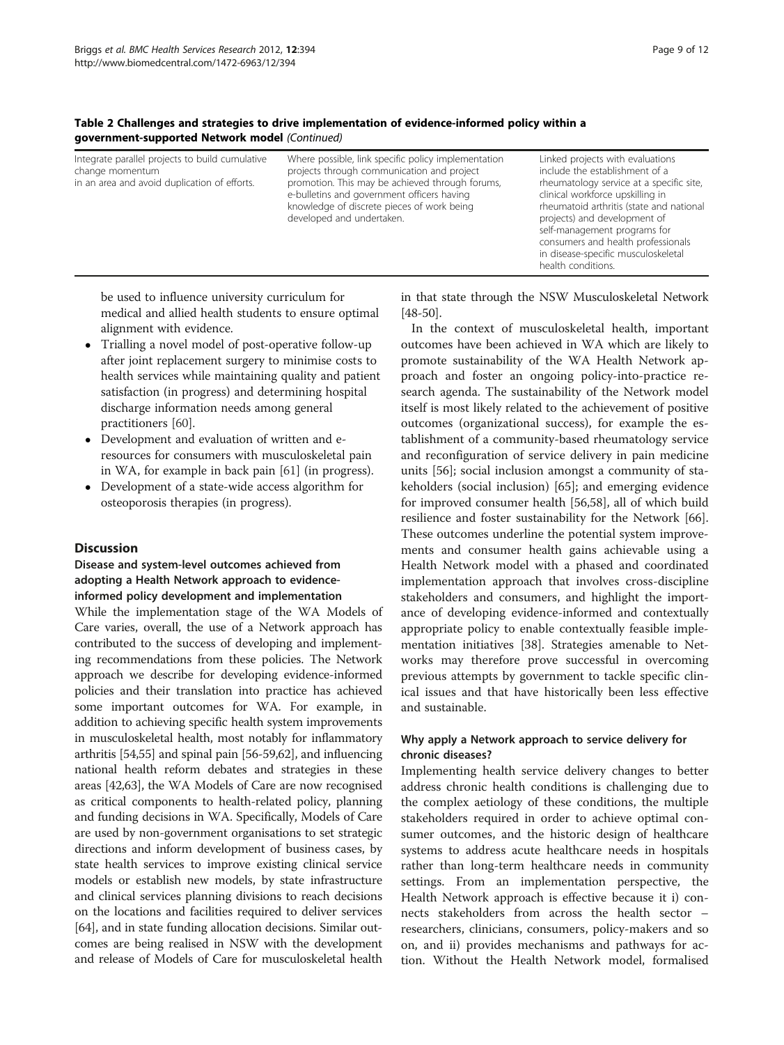**Table 2 Challenges and strategies to drive implementation of evidence-informed policy within a government-supported Network model** *(Continued)*

| | | |
|---|---|---|
| Integrate parallel projects to build cumulative change momentum in an area and avoid duplication of efforts. | Where possible, link specific policy implementation projects through communication and project promotion. This may be achieved through forums, e-bulletins and government officers having knowledge of discrete pieces of work being developed and undertaken. | Linked projects with evaluations include the establishment of a rheumatology service at a specific site, clinical workforce upskilling in rheumatoid arthritis (state and national projects) and development of self-management programs for consumers and health professionals in disease-specific musculoskeletal health conditions. |

be used to influence university curriculum for medical and allied health students to ensure optimal alignment with evidence.

- Trialling a novel model of post-operative follow-up after joint replacement surgery to minimise costs to health services while maintaining quality and patient satisfaction (in progress) and determining hospital discharge information needs among general practitioners [60].
- Development and evaluation of written and e-resources for consumers with musculoskeletal pain in WA, for example in back pain [61] (in progress).
- Development of a state-wide access algorithm for osteoporosis therapies (in progress).

## Discussion

### Disease and system-level outcomes achieved from adopting a Health Network approach to evidence-informed policy development and implementation

While the implementation stage of the WA Models of Care varies, overall, the use of a Network approach has contributed to the success of developing and implementing recommendations from these policies. The Network approach we describe for developing evidence-informed policies and their translation into practice has achieved some important outcomes for WA. For example, in addition to achieving specific health system improvements in musculoskeletal health, most notably for inflammatory arthritis [54,55] and spinal pain [56-59,62], and influencing national health reform debates and strategies in these areas [42,63], the WA Models of Care are now recognised as critical components to health-related policy, planning and funding decisions in WA. Specifically, Models of Care are used by non-government organisations to set strategic directions and inform development of business cases, by state health services to improve existing clinical service models or establish new models, by state infrastructure and clinical services planning divisions to reach decisions on the locations and facilities required to deliver services [64], and in state funding allocation decisions. Similar outcomes are being realised in NSW with the development and release of Models of Care for musculoskeletal health in that state through the NSW Musculoskeletal Network [48-50].

In the context of musculoskeletal health, important outcomes have been achieved in WA which are likely to promote sustainability of the WA Health Network approach and foster an ongoing policy-into-practice research agenda. The sustainability of the Network model itself is most likely related to the achievement of positive outcomes (organizational success), for example the establishment of a community-based rheumatology service and reconfiguration of service delivery in pain medicine units [56]; social inclusion amongst a community of stakeholders (social inclusion) [65]; and emerging evidence for improved consumer health [56,58], all of which build resilience and foster sustainability for the Network [66]. These outcomes underline the potential system improvements and consumer health gains achievable using a Health Network model with a phased and coordinated implementation approach that involves cross-discipline stakeholders and consumers, and highlight the importance of developing evidence-informed and contextually appropriate policy to enable contextually feasible implementation initiatives [38]. Strategies amenable to Networks may therefore prove successful in overcoming previous attempts by government to tackle specific clinical issues and that have historically been less effective and sustainable.

### Why apply a Network approach to service delivery for chronic diseases?

Implementing health service delivery changes to better address chronic health conditions is challenging due to the complex aetiology of these conditions, the multiple stakeholders required in order to achieve optimal consumer outcomes, and the historic design of healthcare systems to address acute healthcare needs in hospitals rather than long-term healthcare needs in community settings. From an implementation perspective, the Health Network approach is effective because it i) connects stakeholders from across the health sector – researchers, clinicians, consumers, policy-makers and so on, and ii) provides mechanisms and pathways for action. Without the Health Network model, formalised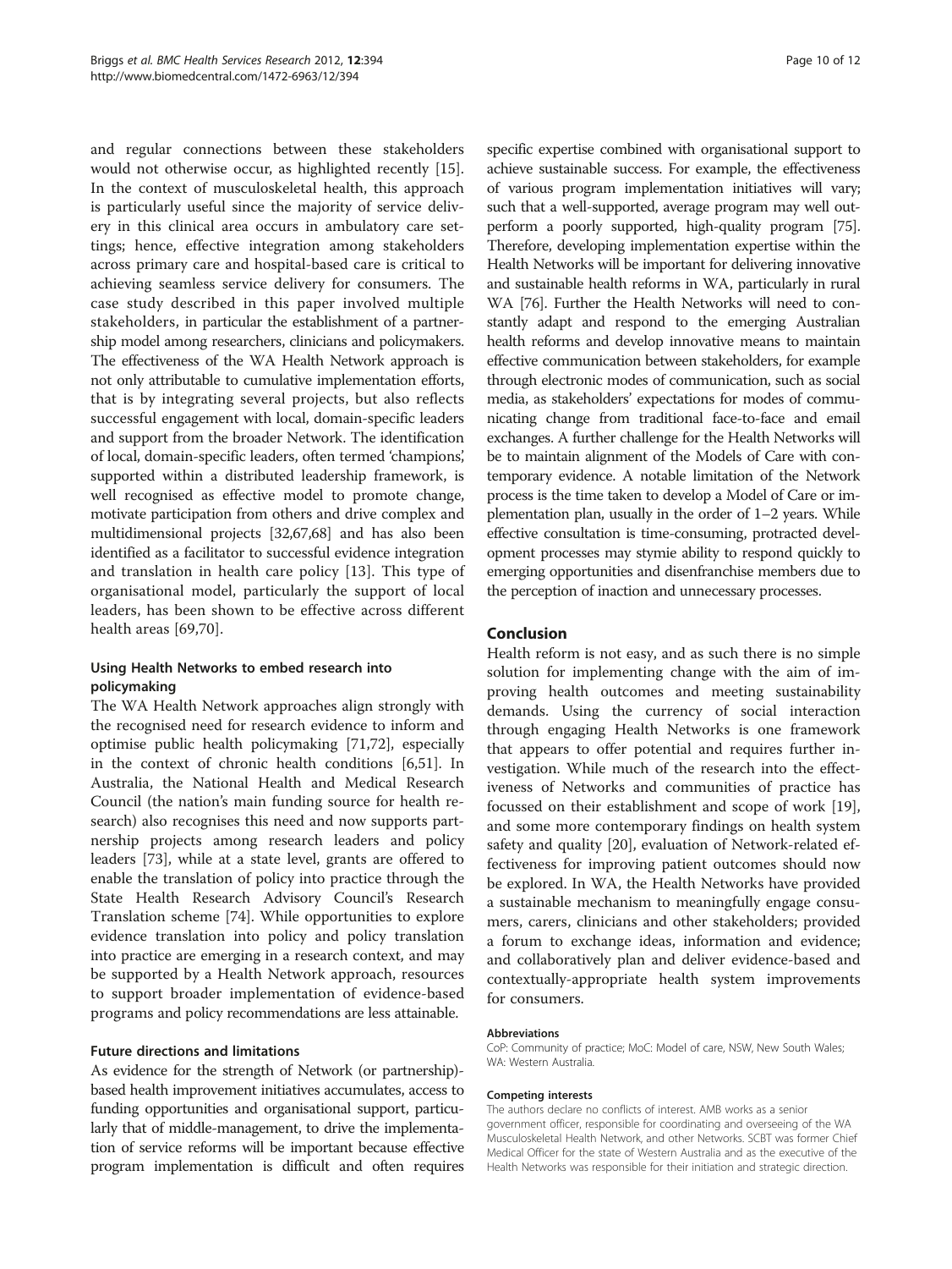and regular connections between these stakeholders would not otherwise occur, as highlighted recently [15]. In the context of musculoskeletal health, this approach is particularly useful since the majority of service delivery in this clinical area occurs in ambulatory care settings; hence, effective integration among stakeholders across primary care and hospital-based care is critical to achieving seamless service delivery for consumers. The case study described in this paper involved multiple stakeholders, in particular the establishment of a partnership model among researchers, clinicians and policymakers. The effectiveness of the WA Health Network approach is not only attributable to cumulative implementation efforts, that is by integrating several projects, but also reflects successful engagement with local, domain-specific leaders and support from the broader Network. The identification of local, domain-specific leaders, often termed 'champions', supported within a distributed leadership framework, is well recognised as effective model to promote change, motivate participation from others and drive complex and multidimensional projects [32,67,68] and has also been identified as a facilitator to successful evidence integration and translation in health care policy [13]. This type of organisational model, particularly the support of local leaders, has been shown to be effective across different health areas [69,70].

### Using Health Networks to embed research into policymaking

The WA Health Network approaches align strongly with the recognised need for research evidence to inform and optimise public health policymaking [71,72], especially in the context of chronic health conditions [6,51]. In Australia, the National Health and Medical Research Council (the nation's main funding source for health research) also recognises this need and now supports partnership projects among research leaders and policy leaders [73], while at a state level, grants are offered to enable the translation of policy into practice through the State Health Research Advisory Council's Research Translation scheme [74]. While opportunities to explore evidence translation into policy and policy translation into practice are emerging in a research context, and may be supported by a Health Network approach, resources to support broader implementation of evidence-based programs and policy recommendations are less attainable.

### Future directions and limitations

As evidence for the strength of Network (or partnership)-based health improvement initiatives accumulates, access to funding opportunities and organisational support, particularly that of middle-management, to drive the implementation of service reforms will be important because effective program implementation is difficult and often requires specific expertise combined with organisational support to achieve sustainable success. For example, the effectiveness of various program implementation initiatives will vary; such that a well-supported, average program may well outperform a poorly supported, high-quality program [75]. Therefore, developing implementation expertise within the Health Networks will be important for delivering innovative and sustainable health reforms in WA, particularly in rural WA [76]. Further the Health Networks will need to constantly adapt and respond to the emerging Australian health reforms and develop innovative means to maintain effective communication between stakeholders, for example through electronic modes of communication, such as social media, as stakeholders' expectations for modes of communicating change from traditional face-to-face and email exchanges. A further challenge for the Health Networks will be to maintain alignment of the Models of Care with contemporary evidence. A notable limitation of the Network process is the time taken to develop a Model of Care or implementation plan, usually in the order of 1–2 years. While effective consultation is time-consuming, protracted development processes may stymie ability to respond quickly to emerging opportunities and disenfranchise members due to the perception of inaction and unnecessary processes.

## Conclusion

Health reform is not easy, and as such there is no simple solution for implementing change with the aim of improving health outcomes and meeting sustainability demands. Using the currency of social interaction through engaging Health Networks is one framework that appears to offer potential and requires further investigation. While much of the research into the effectiveness of Networks and communities of practice has focussed on their establishment and scope of work [19], and some more contemporary findings on health system safety and quality [20], evaluation of Network-related effectiveness for improving patient outcomes should now be explored. In WA, the Health Networks have provided a sustainable mechanism to meaningfully engage consumers, carers, clinicians and other stakeholders; provided a forum to exchange ideas, information and evidence; and collaboratively plan and deliver evidence-based and contextually-appropriate health system improvements for consumers.

#### Abbreviations

CoP: Community of practice; MoC: Model of care, NSW, New South Wales; WA: Western Australia.

#### Competing interests

The authors declare no conflicts of interest. AMB works as a senior government officer, responsible for coordinating and overseeing of the WA Musculoskeletal Health Network, and other Networks. SCBT was former Chief Medical Officer for the state of Western Australia and as the executive of the Health Networks was responsible for their initiation and strategic direction.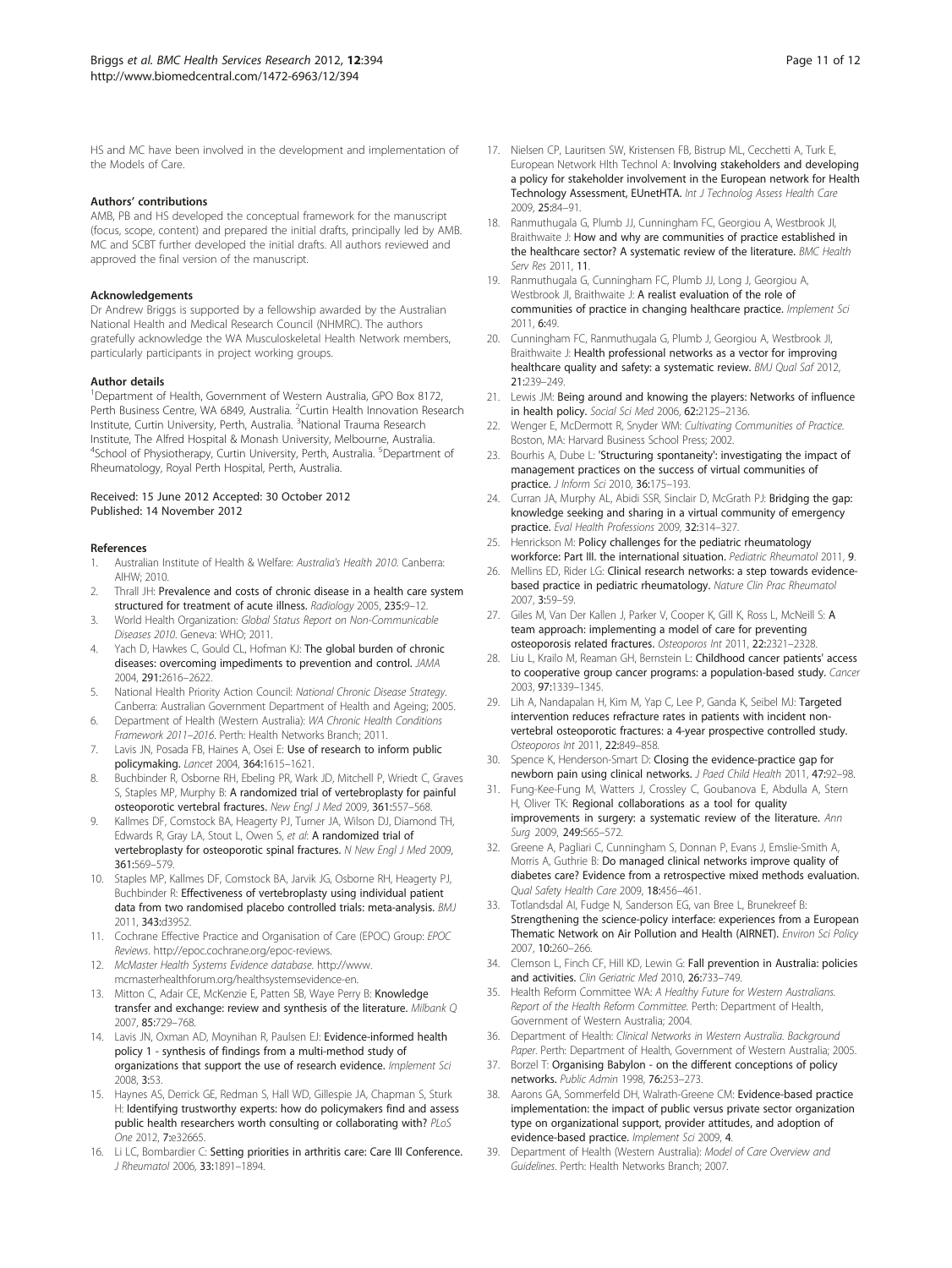HS and MC have been involved in the development and implementation of the Models of Care.

#### Authors' contributions

AMB, PB and HS developed the conceptual framework for the manuscript (focus, scope, content) and prepared the initial drafts, principally led by AMB. MC and SCBT further developed the initial drafts. All authors reviewed and approved the final version of the manuscript.

#### Acknowledgements

Dr Andrew Briggs is supported by a fellowship awarded by the Australian National Health and Medical Research Council (NHMRC). The authors gratefully acknowledge the WA Musculoskeletal Health Network members, particularly participants in project working groups.

#### Author details

[1]Department of Health, Government of Western Australia, GPO Box 8172, Perth Business Centre, WA 6849, Australia. [2]Curtin Health Innovation Research Institute, Curtin University, Perth, Australia. [3]National Trauma Research Institute, The Alfred Hospital & Monash University, Melbourne, Australia. [4]School of Physiotherapy, Curtin University, Perth, Australia. [5]Department of Rheumatology, Royal Perth Hospital, Perth, Australia.

Received: 15 June 2012 Accepted: 30 October 2012
Published: 14 November 2012

#### References

1. Australian Institute of Health & Welfare: *Australia's Health 2010*. Canberra: AIHW; 2010.
2. Thrall JH: **Prevalence and costs of chronic disease in a health care system structured for treatment of acute illness.** *Radiology* 2005, **235:**9–12.
3. World Health Organization: *Global Status Report on Non-Communicable Diseases 2010*. Geneva: WHO; 2011.
4. Yach D, Hawkes C, Gould CL, Hofman KJ: **The global burden of chronic diseases: overcoming impediments to prevention and control.** *JAMA* 2004, **291:**2616–2622.
5. National Health Priority Action Council: *National Chronic Disease Strategy*. Canberra: Australian Government Department of Health and Ageing; 2005.
6. Department of Health (Western Australia): *WA Chronic Health Conditions Framework 2011–2016*. Perth: Health Networks Branch; 2011.
7. Lavis JN, Posada FB, Haines A, Osei E: **Use of research to inform public policymaking.** *Lancet* 2004, **364:**1615–1621.
8. Buchbinder R, Osborne RH, Ebeling PR, Wark JD, Mitchell P, Wriedt C, Graves S, Staples MP, Murphy B: **A randomized trial of vertebroplasty for painful osteoporotic vertebral fractures.** *New Engl J Med* 2009, **361:**557–568.
9. Kallmes DF, Comstock BA, Heagerty PJ, Turner JA, Wilson DJ, Diamond TH, Edwards R, Gray LA, Stout L, Owen S, *et al*: **A randomized trial of vertebroplasty for osteoporotic spinal fractures.** *N New Engl J Med* 2009, **361:**569–579.
10. Staples MP, Kallmes DF, Comstock BA, Jarvik JG, Osborne RH, Heagerty PJ, Buchbinder R: **Effectiveness of vertebroplasty using individual patient data from two randomised placebo controlled trials: meta-analysis.** *BMJ* 2011, **343:**d3952.
11. Cochrane Effective Practice and Organisation of Care (EPOC) Group: *EPOC Reviews*. http://epoc.cochrane.org/epoc-reviews.
12. *McMaster Health Systems Evidence database*. http://www.mcmasterhealthforum.org/healthsystemsevidence-en.
13. Mitton C, Adair CE, McKenzie E, Patten SB, Waye Perry B: **Knowledge transfer and exchange: review and synthesis of the literature.** *Milbank Q* 2007, **85:**729–768.
14. Lavis JN, Oxman AD, Moynihan R, Paulsen EJ: **Evidence-informed health policy 1 - synthesis of findings from a multi-method study of organizations that support the use of research evidence.** *Implement Sci* 2008, **3:**53.
15. Haynes AS, Derrick GE, Redman S, Hall WD, Gillespie JA, Chapman S, Sturk H: **Identifying trustworthy experts: how do policymakers find and assess public health researchers worth consulting or collaborating with?** *PLoS One* 2012, **7:**e32665.
16. Li LC, Bombardier C: **Setting priorities in arthritis care: Care III Conference.** *J Rheumatol* 2006, **33:**1891–1894.
17. Nielsen CP, Lauritsen SW, Kristensen FB, Bistrup ML, Cecchetti A, Turk E, European Network Hlth Technol A: **Involving stakeholders and developing a policy for stakeholder involvement in the European network for Health Technology Assessment, EUnetHTA.** *Int J Technolog Assess Health Care* 2009, **25:**84–91.
18. Ranmuthugala G, Plumb JJ, Cunningham FC, Georgiou A, Westbrook JI, Braithwaite J: **How and why are communities of practice established in the healthcare sector? A systematic review of the literature.** *BMC Health Serv Res* 2011, **11**.
19. Ranmuthugala G, Cunningham FC, Plumb JJ, Long J, Georgiou A, Westbrook JI, Braithwaite J: **A realist evaluation of the role of communities of practice in changing healthcare practice.** *Implement Sci* 2011, **6:**49.
20. Cunningham FC, Ranmuthugala G, Plumb J, Georgiou A, Westbrook JI, Braithwaite J: **Health professional networks as a vector for improving healthcare quality and safety: a systematic review.** *BMJ Qual Saf* 2012, **21:**239–249.
21. Lewis JM: **Being around and knowing the players: Networks of influence in health policy.** *Social Sci Med* 2006, **62:**2125–2136.
22. Wenger E, McDermott R, Snyder WM: *Cultivating Communities of Practice*. Boston, MA: Harvard Business School Press; 2002.
23. Bourhis A, Dube L: **'Structuring spontaneity': investigating the impact of management practices on the success of virtual communities of practice.** *J Inform Sci* 2010, **36:**175–193.
24. Curran JA, Murphy AL, Abidi SSR, Sinclair D, McGrath PJ: **Bridging the gap: knowledge seeking and sharing in a virtual community of emergency practice.** *Eval Health Professions* 2009, **32:**314–327.
25. Henrickson M: **Policy challenges for the pediatric rheumatology workforce: Part III. the international situation.** *Pediatric Rheumatol* 2011, **9**.
26. Mellins ED, Rider LG: **Clinical research networks: a step towards evidence-based practice in pediatric rheumatology.** *Nature Clin Prac Rheumatol* 2007, **3:**59–59.
27. Giles M, Van Der Kallen J, Parker V, Cooper K, Gill K, Ross L, McNeill S: **A team approach: implementing a model of care for preventing osteoporosis related fractures.** *Osteoporos Int* 2011, **22:**2321–2328.
28. Liu L, Krailo M, Reaman GH, Bernstein L: **Childhood cancer patients' access to cooperative group cancer programs: a population-based study.** *Cancer* 2003, **97:**1339–1345.
29. Lih A, Nandapalan H, Kim M, Yap C, Lee P, Ganda K, Seibel MJ: **Targeted intervention reduces refracture rates in patients with incident non-vertebral osteoporotic fractures: a 4-year prospective controlled study.** *Osteoporos Int* 2011, **22:**849–858.
30. Spence K, Henderson-Smart D: **Closing the evidence-practice gap for newborn pain using clinical networks.** *J Paed Child Health* 2011, **47:**92–98.
31. Fung-Kee-Fung M, Watters J, Crossley C, Goubanova E, Abdulla A, Stern H, Oliver TK: **Regional collaborations as a tool for quality improvements in surgery: a systematic review of the literature.** *Ann Surg* 2009, **249:**565–572.
32. Greene A, Pagliari C, Cunningham S, Donnan P, Evans J, Emslie-Smith A, Morris A, Guthrie B: **Do managed clinical networks improve quality of diabetes care? Evidence from a retrospective mixed methods evaluation.** *Qual Safety Health Care* 2009, **18:**456–461.
33. Totlandsdal AI, Fudge N, Sanderson EG, van Bree L, Brunekreef B: **Strengthening the science-policy interface: experiences from a European Thematic Network on Air Pollution and Health (AIRNET).** *Environ Sci Policy* 2007, **10:**260–266.
34. Clemson L, Finch CF, Hill KD, Lewin G: **Fall prevention in Australia: policies and activities.** *Clin Geriatric Med* 2010, **26:**733–749.
35. Health Reform Committee WA: *A Healthy Future for Western Australians. Report of the Health Reform Committee*. Perth: Department of Health, Government of Western Australia; 2004.
36. Department of Health: *Clinical Networks in Western Australia. Background Paper*. Perth: Department of Health, Government of Western Australia; 2005.
37. Borzel T: **Organising Babylon - on the different conceptions of policy networks.** *Public Admin* 1998, **76:**253–273.
38. Aarons GA, Sommerfeld DH, Walrath-Greene CM: **Evidence-based practice implementation: the impact of public versus private sector organization type on organizational support, provider attitudes, and adoption of evidence-based practice.** *Implement Sci* 2009, **4**.
39. Department of Health (Western Australia): *Model of Care Overview and Guidelines*. Perth: Health Networks Branch; 2007.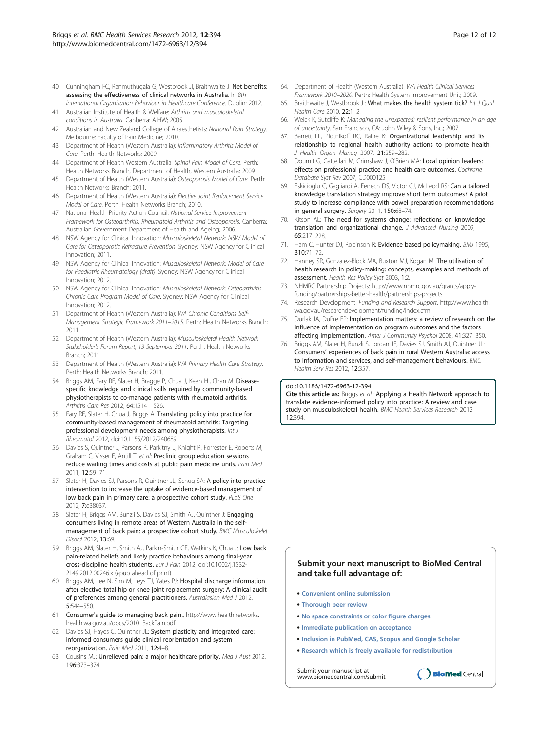40. Cunningham FC, Ranmuthugala G, Westbrook JI, Braithwaite J: **Net benefits: assessing the effectiveness of clinical networks in Australia**. In *8th International Organisation Behaviour in Healthcare Conference*. Dublin: 2012.
41. Australian Institute of Health & Welfare: *Arthritis and musculoskeletal conditions in Australia*. Canberra: AIHW; 2005.
42. Australian and New Zealand College of Anaesthetists: *National Pain Strategy*. Melbourne: Faculty of Pain Medicine; 2010.
43. Department of Health (Western Australia): *Inflammatory Arthritis Model of Care*. Perth: Health Networks; 2009.
44. Department of Health Western Australia: *Spinal Pain Model of Care*. Perth: Health Networks Branch, Department of Health, Western Australia; 2009.
45. Department of Health (Western Australia): *Osteoporosis Model of Care*. Perth: Health Networks Branch; 2011.
46. Department of Health (Western Australia): *Elective Joint Replacement Service Model of Care*. Perth: Health Networks Branch; 2010.
47. National Health Priority Action Council: *National Service Improvement Framework for Osteoarthritis, Rheumatoid Arthritis and Osteoporosis*. Canberra: Australian Government Department of Health and Ageing; 2006.
48. NSW Agency for Clinical Innovation: *Musculoskeletal Network: NSW Model of Care for Osteoporotic Refracture Prevention*. Sydney: NSW Agency for Clinical Innovation; 2011.
49. NSW Agency for Clinical Innovation: *Musculoskeletal Network: Model of Care for Paediatric Rheumatology (draft)*. Sydney: NSW Agency for Clinical Innovation; 2012.
50. NSW Agency for Clinical Innovation: *Musculoskeletal Network: Osteoarthritis Chronic Care Program Model of Care*. Sydney: NSW Agency for Clinical Innovation; 2012.
51. Department of Health (Western Australia): *WA Chronic Conditions Self-Management Strategic Framework 2011–2015*. Perth: Health Networks Branch; 2011.
52. Department of Health (Western Australia): *Musculoskeletal Health Network Stakeholder's Forum Report, 13 September 2011*. Perth: Health Networks Branch; 2011.
53. Department of Health (Western Australia): *WA Primary Health Care Strategy*. Perth: Health Networks Branch; 2011.
54. Briggs AM, Fary RE, Slater H, Bragge P, Chua J, Keen HI, Chan M: **Disease-specific knowledge and clinical skills required by community-based physiotherapists to co-manage patients with rheumatoid arthritis.** *Arthritis Care Res* 2012, **64:**1514–1526.
55. Fary RE, Slater H, Chua J, Briggs A: **Translating policy into practice for community-based management of rheumatoid arthritis: Targeting professional development needs among physiotherapists.** *Int J Rheumatol* 2012, doi:10.1155/2012/240689.
56. Davies S, Quintner J, Parsons R, Parkitny L, Knight P, Forrester E, Roberts M, Graham C, Visser E, Antill T, *et al*: **Preclinic group education sessions reduce waiting times and costs at public pain medicine units.** *Pain Med* 2011, **12:**59–71.
57. Slater H, Davies SJ, Parsons R, Quintner JL, Schug SA: **A policy-into-practice intervention to increase the uptake of evidence-based management of low back pain in primary care: a prospective cohort study.** *PLoS One* 2012, **7:**e38037.
58. Slater H, Briggs AM, Bunzli S, Davies SJ, Smith AJ, Quintner J: **Engaging consumers living in remote areas of Western Australia in the self-management of back pain: a prospective cohort study.** *BMC Musculoskelet Disord* 2012, **13:**69.
59. Briggs AM, Slater H, Smith AJ, Parkin-Smith GF, Watkins K, Chua J: **Low back pain-related beliefs and likely practice behaviours among final-year cross-discipline health students.** *Eur J Pain* 2012, doi:10.1002/j.1532-2149.2012.00246.x (epub ahead of print).
60. Briggs AM, Lee N, Sim M, Leys TJ, Yates PJ: **Hospital discharge information after elective total hip or knee joint replacement surgery: A clinical audit of preferences among general practitioners.** *Australasian Med J* 2012, **5:**544–550.
61. **Consumer's guide to managing back pain.**, http://www.healthnetworks.health.wa.gov.au/docs/2010_BackPain.pdf.
62. Davies SJ, Hayes C, Quintner JL: **System plasticity and integrated care: informed consumers guide clinical reorientation and system reorganization.** *Pain Med* 2011, **12:**4–8.
63. Cousins MJ: **Unrelieved pain: a major healthcare priority.** *Med J Aust* 2012, **196:**373–374.
64. Department of Health (Western Australia): *WA Health Clinical Services Framework 2010–2020*. Perth: Health System Improvement Unit; 2009.
65. Braithwaite J, Westbrook JI: **What makes the health system tick?** *Int J Qual Health Care* 2010, **22:**1–2.
66. Weick K, Sutcliffe K: *Managing the unexpected: resilient performance in an age of uncertainty*. San Francisco, CA: John Wiley & Sons, Inc.; 2007.
67. Barrett LL, Plotnikoff RC, Raine K: **Organizational leadership and its relationship to regional health authority actions to promote health.** *J Health Organ Manag* 2007, **21:**259–282.
68. Doumit G, Gattellari M, Grimshaw J, O'Brien MA: **Local opinion leaders: effects on professional practice and health care outcomes.** *Cochrane Database Syst Rev* 2007, CD000125.
69. Eskicioglu C, Gagliardi A, Fenech DS, Victor CJ, McLeod RS: **Can a tailored knowledge translation strategy improve short term outcomes? A pilot study to increase compliance with bowel preparation recommendations in general surgery.** *Surgery* 2011, **150:**68–74.
70. Kitson AL: **The need for systems change: reflections on knowledge translation and organizational change.** *J Advanced Nursing* 2009, **65:**217–228.
71. Ham C, Hunter DJ, Robinson R: **Evidence based policymaking.** *BMJ* 1995, **310:**71–72.
72. Hanney SR, Gonzalez-Block MA, Buxton MJ, Kogan M: **The utilisation of health research in policy-making: concepts, examples and methods of assessment.** *Health Res Policy Syst* 2003, **1:**2.
73. NHMRC Partnership Projects: http://www.nhmrc.gov.au/grants/apply-funding/partnerships-better-health/partnerships-projects.
74. Research Development: *Funding and Research Support*. http://www.health.wa.gov.au/researchdevelopment/funding/index.cfm.
75. Durlak JA, DuPre EP: **Implementation matters: a review of research on the influence of implementation on program outcomes and the factors affecting implementation.** *Amer J Community Psychol* 2008, **41:**327–350.
76. Briggs AM, Slater H, Bunzli S, Jordan JE, Davies SJ, Smith AJ, Quintner JL: **Consumers' experiences of back pain in rural Western Australia: access to information and services, and self-management behaviours.** *BMC Health Serv Res* 2012, **12:**357.

doi:10.1186/1472-6963-12-394

**Cite this article as:** Briggs *et al.*: Applying a Health Network approach to translate evidence-informed policy into practice: A review and case study on musculoskeletal health. *BMC Health Services Research* 2012 12:394.

**Submit your next manuscript to BioMed Central and take full advantage of:**

- Convenient online submission
- Thorough peer review
- No space constraints or color figure charges
- Immediate publication on acceptance
- Inclusion in PubMed, CAS, Scopus and Google Scholar
- Research which is freely available for redistribution

Submit your manuscript at
www.biomedcentral.com/submit